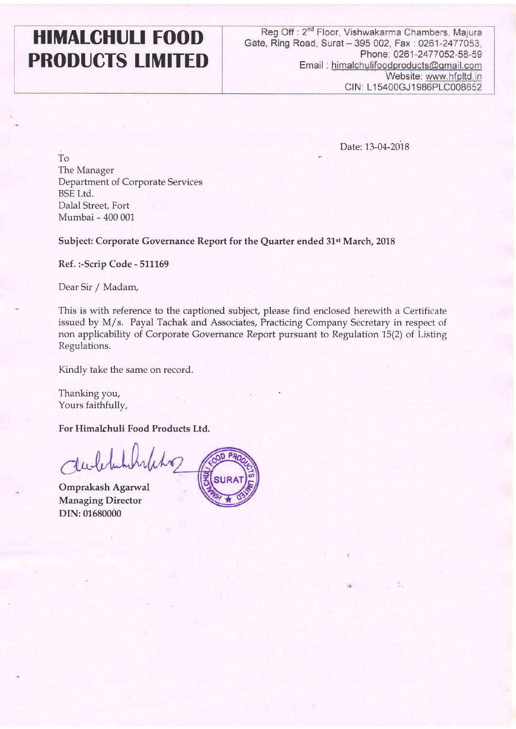# HIMALCHULI FOOD PRODUCTS LIMITED

Reg Off : 2nd Floor, Vishwakarma Chambers, Majura Gate, Ring Road, Surat – 395 002, Fax : 0261-2477053, Phone: 0261-2477052-58-59
Email : himalchulifoodproducts@gmail.com
Website: www.hfpltd.in
CIN: L15400GJ1986PLC008652

Date: 13-04-2018

To
The Manager
Department of Corporate Services
BSE Ltd.
Dalal Street, Fort
Mumbai – 400 001

**Subject: Corporate Governance Report for the Quarter ended 31st March, 2018**

**Ref. :-Scrip Code - 511169**

Dear Sir / Madam,

This is with reference to the captioned subject, please find enclosed herewith a Certificate issued by M/s. Payal Tachak and Associates, Practicing Company Secretary in respect of non applicability of Corporate Governance Report pursuant to Regulation 15(2) of Listing Regulations.

Kindly take the same on record.

Thanking you,
Yours faithfully,

**For Himalchuli Food Products Ltd.**

**Omprakash Agarwal**
**Managing Director**
**DIN: 01680000**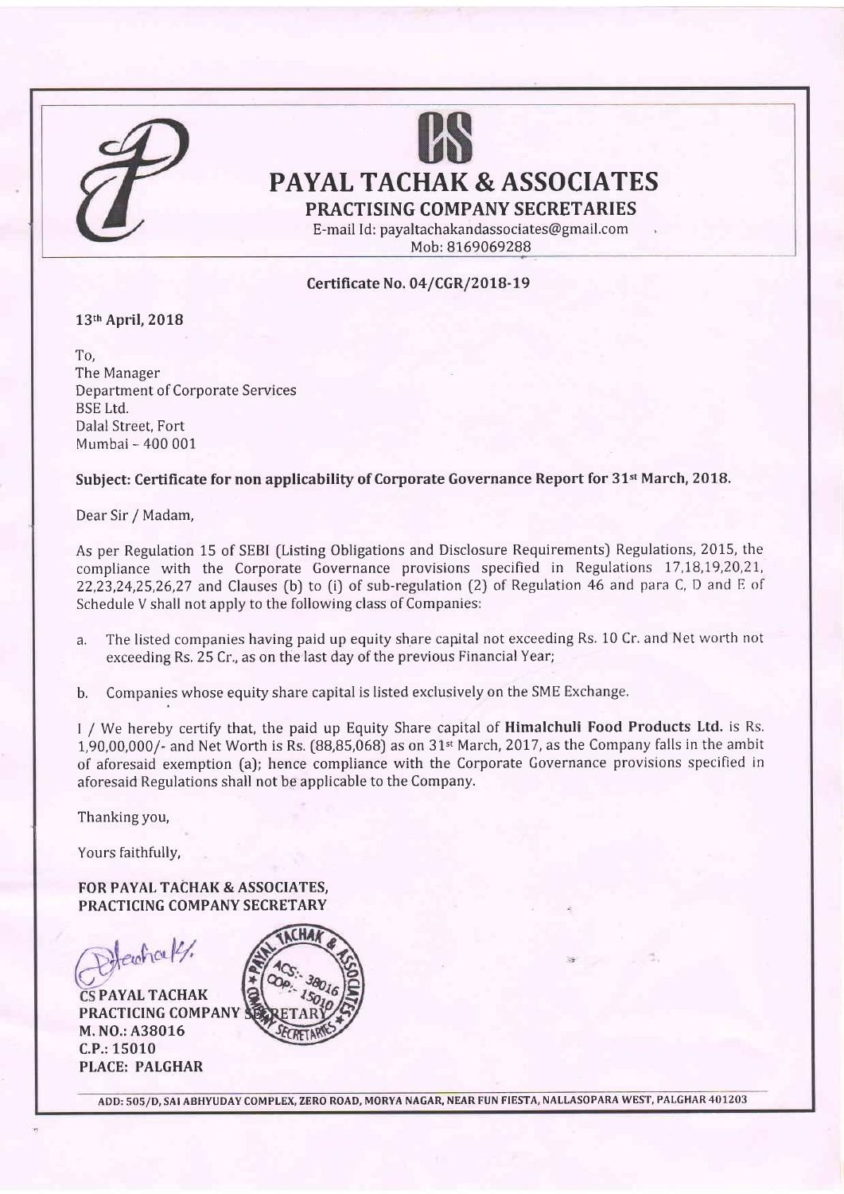# PAYAL TACHAK & ASSOCIATES

## PRACTISING COMPANY SECRETARIES

E-mail Id: payaltachakandassociates@gmail.com
Mob: 8169069288

**Certificate No. 04/CGR/2018-19**

**13th April, 2018**

To,
The Manager
Department of Corporate Services
BSE Ltd.
Dalal Street, Fort
Mumbai – 400 001

**Subject: Certificate for non applicability of Corporate Governance Report for 31st March, 2018.**

Dear Sir / Madam,

As per Regulation 15 of SEBI (Listing Obligations and Disclosure Requirements) Regulations, 2015, the compliance with the Corporate Governance provisions specified in Regulations 17,18,19,20,21, 22,23,24,25,26,27 and Clauses (b) to (i) of sub-regulation (2) of Regulation 46 and para C, D and E of Schedule V shall not apply to the following class of Companies:

a. The listed companies having paid up equity share capital not exceeding Rs. 10 Cr. and Net worth not exceeding Rs. 25 Cr., as on the last day of the previous Financial Year;

b. Companies whose equity share capital is listed exclusively on the SME Exchange.

I / We hereby certify that, the paid up Equity Share capital of **Himalchuli Food Products Ltd.** is Rs. 1,90,00,000/- and Net Worth is Rs. (88,85,068) as on 31st March, 2017, as the Company falls in the ambit of aforesaid exemption (a); hence compliance with the Corporate Governance provisions specified in aforesaid Regulations shall not be applicable to the Company.

Thanking you,

Yours faithfully,

**FOR PAYAL TACHAK & ASSOCIATES,**
**PRACTICING COMPANY SECRETARY**

**CS PAYAL TACHAK**
**PRACTICING COMPANY SECRETARY**
**M. NO.: A38016**
**C.P.: 15010**
**PLACE: PALGHAR**

ADD: 505/D, SAI ABHYUDAY COMPLEX, ZERO ROAD, MORYA NAGAR, NEAR FUN FIESTA, NALLASOPARA WEST, PALGHAR 401203